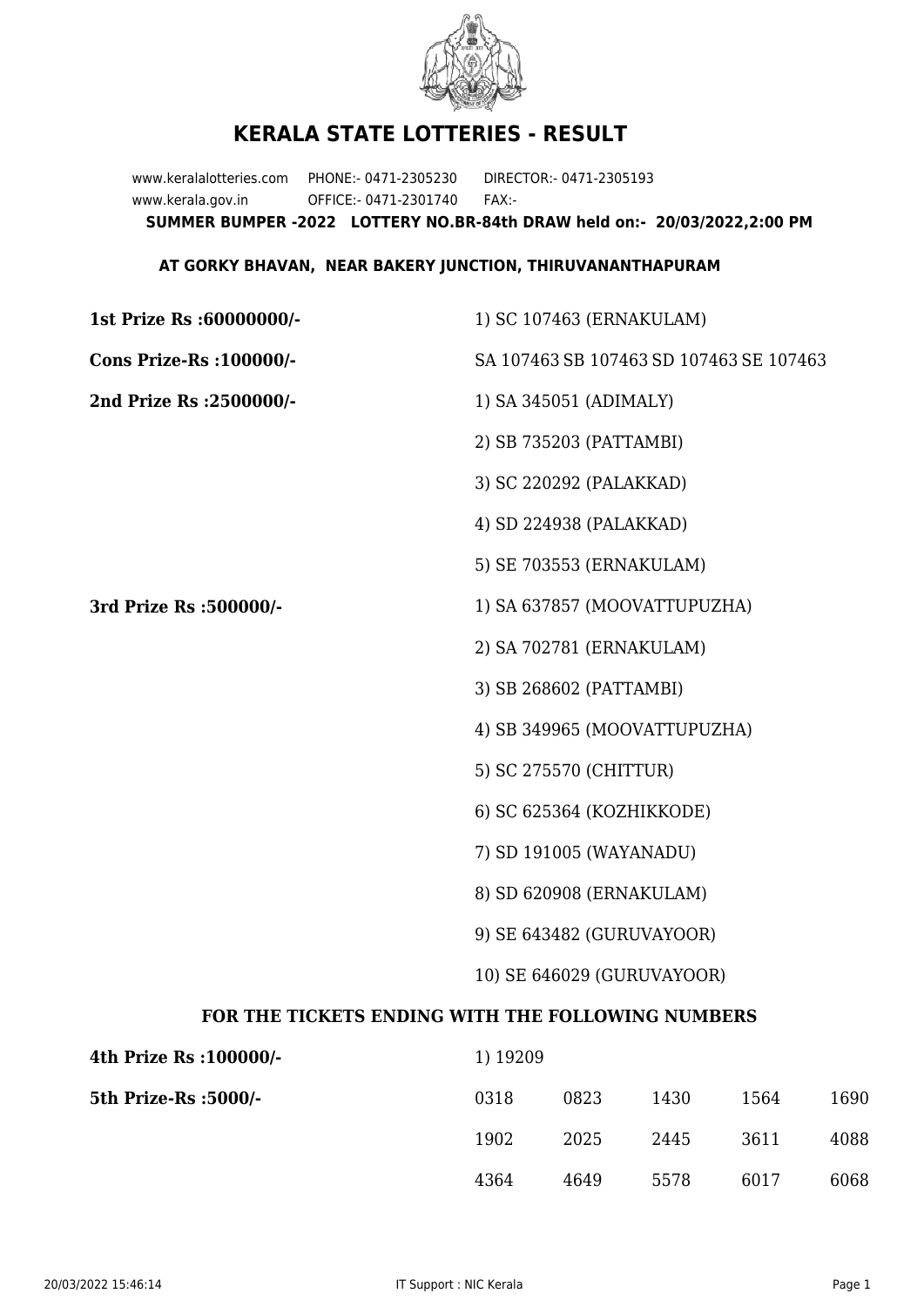# KERALA STATE LOTTERIES - RESULT

www.keralalotteries.com PHONE:- 0471-2305230 DIRECTOR:- 0471-2305193

www.kerala.gov.in OFFICE:- 0471-2301740 FAX:-

**SUMMER BUMPER -2022 LOTTERY NO.BR-84th DRAW held on:- 20/03/2022,2:00 PM**

**AT GORKY BHAVAN, NEAR BAKERY JUNCTION, THIRUVANANTHAPURAM**

**1st Prize Rs :60000000/-** 1) SC 107463 (ERNAKULAM)

**Cons Prize-Rs :100000/-** SA 107463 SB 107463 SD 107463 SE 107463

**2nd Prize Rs :2500000/-**

1) SA 345051 (ADIMALY)
2) SB 735203 (PATTAMBI)
3) SC 220292 (PALAKKAD)
4) SD 224938 (PALAKKAD)
5) SE 703553 (ERNAKULAM)

**3rd Prize Rs :500000/-**

1) SA 637857 (MOOVATTUPUZHA)
2) SA 702781 (ERNAKULAM)
3) SB 268602 (PATTAMBI)
4) SB 349965 (MOOVATTUPUZHA)
5) SC 275570 (CHITTUR)
6) SC 625364 (KOZHIKKODE)
7) SD 191005 (WAYANADU)
8) SD 620908 (ERNAKULAM)
9) SE 643482 (GURUVAYOOR)
10) SE 646029 (GURUVAYOOR)

## FOR THE TICKETS ENDING WITH THE FOLLOWING NUMBERS

**4th Prize Rs :100000/-** 1) 19209

**5th Prize-Rs :5000/-**

| | | | | |
|---|---|---|---|---|
| 0318 | 0823 | 1430 | 1564 | 1690 |
| 1902 | 2025 | 2445 | 3611 | 4088 |
| 4364 | 4649 | 5578 | 6017 | 6068 |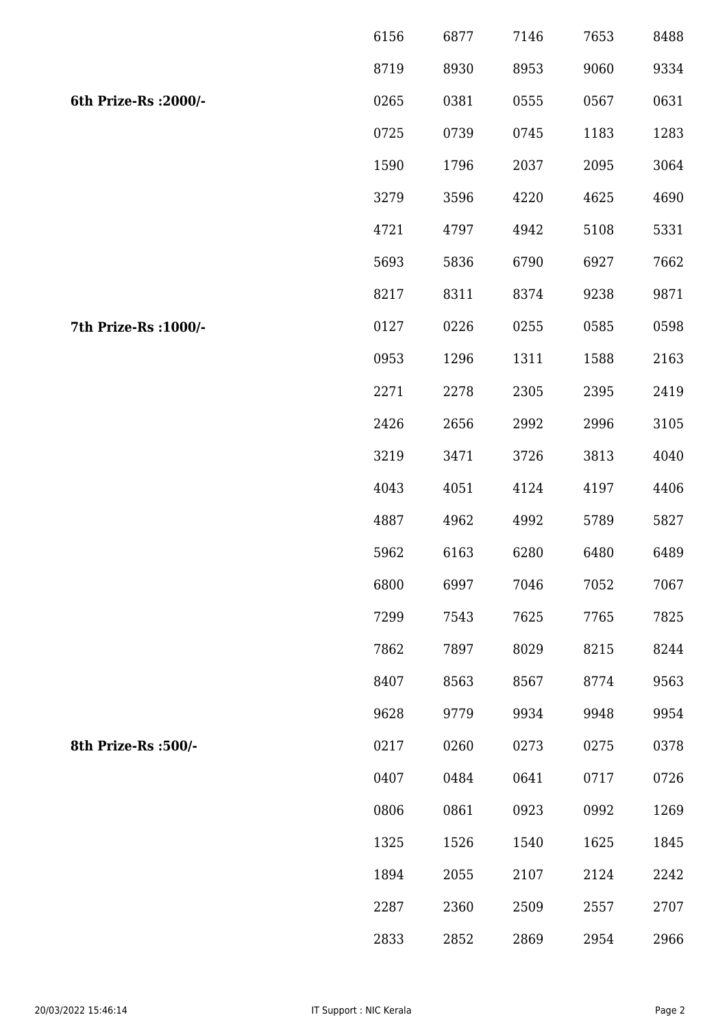| | | | | | |
|---|---|---|---|---|---|
| | 6156 | 6877 | 7146 | 7653 | 8488 |
| | 8719 | 8930 | 8953 | 9060 | 9334 |
| **6th Prize-Rs :2000/-** | 0265 | 0381 | 0555 | 0567 | 0631 |
| | 0725 | 0739 | 0745 | 1183 | 1283 |
| | 1590 | 1796 | 2037 | 2095 | 3064 |
| | 3279 | 3596 | 4220 | 4625 | 4690 |
| | 4721 | 4797 | 4942 | 5108 | 5331 |
| | 5693 | 5836 | 6790 | 6927 | 7662 |
| | 8217 | 8311 | 8374 | 9238 | 9871 |
| **7th Prize-Rs :1000/-** | 0127 | 0226 | 0255 | 0585 | 0598 |
| | 0953 | 1296 | 1311 | 1588 | 2163 |
| | 2271 | 2278 | 2305 | 2395 | 2419 |
| | 2426 | 2656 | 2992 | 2996 | 3105 |
| | 3219 | 3471 | 3726 | 3813 | 4040 |
| | 4043 | 4051 | 4124 | 4197 | 4406 |
| | 4887 | 4962 | 4992 | 5789 | 5827 |
| | 5962 | 6163 | 6280 | 6480 | 6489 |
| | 6800 | 6997 | 7046 | 7052 | 7067 |
| | 7299 | 7543 | 7625 | 7765 | 7825 |
| | 7862 | 7897 | 8029 | 8215 | 8244 |
| | 8407 | 8563 | 8567 | 8774 | 9563 |
| | 9628 | 9779 | 9934 | 9948 | 9954 |
| **8th Prize-Rs :500/-** | 0217 | 0260 | 0273 | 0275 | 0378 |
| | 0407 | 0484 | 0641 | 0717 | 0726 |
| | 0806 | 0861 | 0923 | 0992 | 1269 |
| | 1325 | 1526 | 1540 | 1625 | 1845 |
| | 1894 | 2055 | 2107 | 2124 | 2242 |
| | 2287 | 2360 | 2509 | 2557 | 2707 |
| | 2833 | 2852 | 2869 | 2954 | 2966 |

20/03/2022 15:46:14 IT Support : NIC Kerala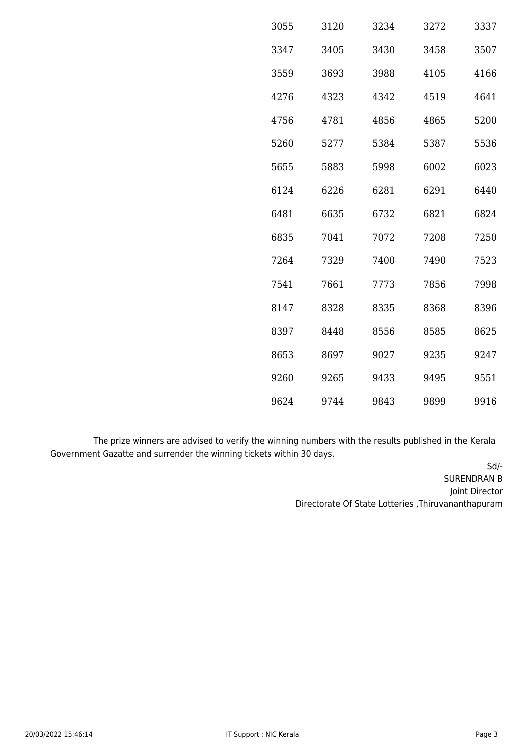| | | | | |
|---|---|---|---|---|
| 3055 | 3120 | 3234 | 3272 | 3337 |
| 3347 | 3405 | 3430 | 3458 | 3507 |
| 3559 | 3693 | 3988 | 4105 | 4166 |
| 4276 | 4323 | 4342 | 4519 | 4641 |
| 4756 | 4781 | 4856 | 4865 | 5200 |
| 5260 | 5277 | 5384 | 5387 | 5536 |
| 5655 | 5883 | 5998 | 6002 | 6023 |
| 6124 | 6226 | 6281 | 6291 | 6440 |
| 6481 | 6635 | 6732 | 6821 | 6824 |
| 6835 | 7041 | 7072 | 7208 | 7250 |
| 7264 | 7329 | 7400 | 7490 | 7523 |
| 7541 | 7661 | 7773 | 7856 | 7998 |
| 8147 | 8328 | 8335 | 8368 | 8396 |
| 8397 | 8448 | 8556 | 8585 | 8625 |
| 8653 | 8697 | 9027 | 9235 | 9247 |
| 9260 | 9265 | 9433 | 9495 | 9551 |
| 9624 | 9744 | 9843 | 9899 | 9916 |

The prize winners are advised to verify the winning numbers with the results published in the Kerala Government Gazatte and surrender the winning tickets within 30 days.

Sd/-
SURENDRAN B
Joint Director
Directorate Of State Lotteries ,Thiruvananthapuram

20/03/2022 15:46:14

IT Support : NIC Kerala